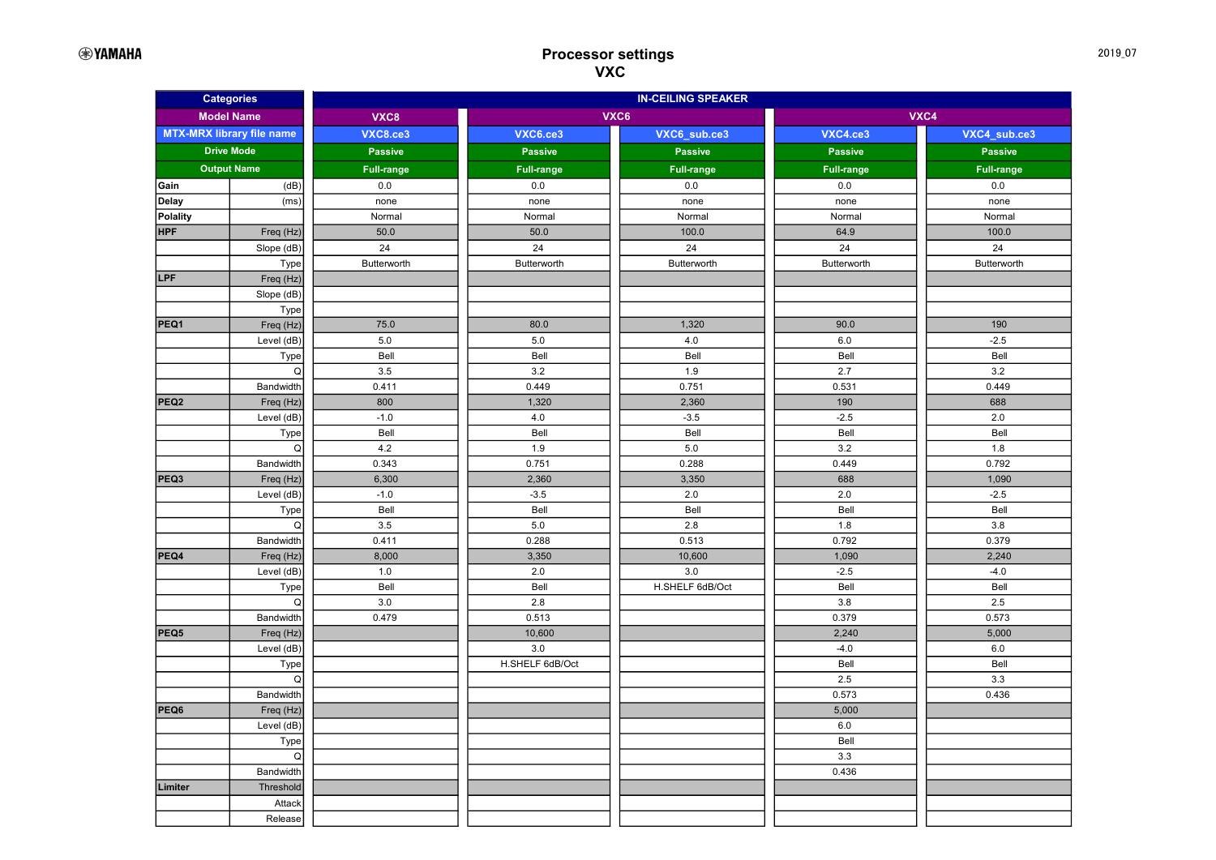YAMAHA

# Processor settings
## VXC

2019_07

| Categories | | IN-CEILING SPEAKER | | | | |
|---|---|---|---|---|---|---|
| Model Name | | VXC8 | VXC6 | | VXC4 | |
| MTX-MRX library file name | | VXC8.ce3 | VXC6.ce3 | VXC6_sub.ce3 | VXC4.ce3 | VXC4_sub.ce3 |
| Drive Mode | | Passive | Passive | Passive | Passive | Passive |
| Output Name | | Full-range | Full-range | Full-range | Full-range | Full-range |
| Gain | (dB) | 0.0 | 0.0 | 0.0 | 0.0 | 0.0 |
| Delay | (ms) | none | none | none | none | none |
| Polality | | Normal | Normal | Normal | Normal | Normal |
| HPF | Freq (Hz) | 50.0 | 50.0 | 100.0 | 64.9 | 100.0 |
| | Slope (dB) | 24 | 24 | 24 | 24 | 24 |
| | Type | Butterworth | Butterworth | Butterworth | Butterworth | Butterworth |
| LPF | Freq (Hz) | | | | | |
| | Slope (dB) | | | | | |
| | Type | | | | | |
| PEQ1 | Freq (Hz) | 75.0 | 80.0 | 1,320 | 90.0 | 190 |
| | Level (dB) | 5.0 | 5.0 | 4.0 | 6.0 | -2.5 |
| | Type | Bell | Bell | Bell | Bell | Bell |
| | Q | 3.5 | 3.2 | 1.9 | 2.7 | 3.2 |
| | Bandwidth | 0.411 | 0.449 | 0.751 | 0.531 | 0.449 |
| PEQ2 | Freq (Hz) | 800 | 1,320 | 2,360 | 190 | 688 |
| | Level (dB) | -1.0 | 4.0 | -3.5 | -2.5 | 2.0 |
| | Type | Bell | Bell | Bell | Bell | Bell |
| | Q | 4.2 | 1.9 | 5.0 | 3.2 | 1.8 |
| | Bandwidth | 0.343 | 0.751 | 0.288 | 0.449 | 0.792 |
| PEQ3 | Freq (Hz) | 6,300 | 2,360 | 3,350 | 688 | 1,090 |
| | Level (dB) | -1.0 | -3.5 | 2.0 | 2.0 | -2.5 |
| | Type | Bell | Bell | Bell | Bell | Bell |
| | Q | 3.5 | 5.0 | 2.8 | 1.8 | 3.8 |
| | Bandwidth | 0.411 | 0.288 | 0.513 | 0.792 | 0.379 |
| PEQ4 | Freq (Hz) | 8,000 | 3,350 | 10,600 | 1,090 | 2,240 |
| | Level (dB) | 1.0 | 2.0 | 3.0 | -2.5 | -4.0 |
| | Type | Bell | Bell | H.SHELF 6dB/Oct | Bell | Bell |
| | Q | 3.0 | 2.8 | | 3.8 | 2.5 |
| | Bandwidth | 0.479 | 0.513 | | 0.379 | 0.573 |
| PEQ5 | Freq (Hz) | | 10,600 | | 2,240 | 5,000 |
| | Level (dB) | | 3.0 | | -4.0 | 6.0 |
| | Type | | H.SHELF 6dB/Oct | | Bell | Bell |
| | Q | | | | 2.5 | 3.3 |
| | Bandwidth | | | | 0.573 | 0.436 |
| PEQ6 | Freq (Hz) | | | | 5,000 | |
| | Level (dB) | | | | 6.0 | |
| | Type | | | | Bell | |
| | Q | | | | 3.3 | |
| | Bandwidth | | | | 0.436 | |
| Limiter | Threshold | | | | | |
| | Attack | | | | | |
| | Release | | | | | |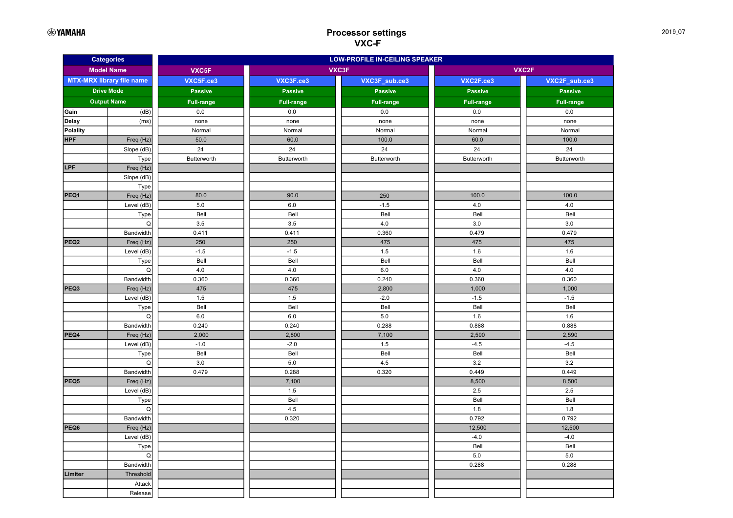YAMAHA

# Processor settings
## VXC-F

2019_07

| Categories | | LOW-PROFILE IN-CEILING SPEAKER | | | | |
|---|---|---|---|---|---|---|
| Model Name | | VXC5F | VXC3F | | VXC2F | |
| MTX-MRX library file name | | VXC5F.ce3 | VXC3F.ce3 | VXC3F_sub.ce3 | VXC2F.ce3 | VXC2F_sub.ce3 |
| Drive Mode | | Passive | Passive | Passive | Passive | Passive |
| Output Name | | Full-range | Full-range | Full-range | Full-range | Full-range |
| Gain | (dB) | 0.0 | 0.0 | 0.0 | 0.0 | 0.0 |
| Delay | (ms) | none | none | none | none | none |
| Polality | | Normal | Normal | Normal | Normal | Normal |
| HPF | Freq (Hz) | 50.0 | 60.0 | 100.0 | 60.0 | 100.0 |
| | Slope (dB) | 24 | 24 | 24 | 24 | 24 |
| | Type | Butterworth | Butterworth | Butterworth | Butterworth | Butterworth |
| LPF | Freq (Hz) | | | | | |
| | Slope (dB) | | | | | |
| | Type | | | | | |
| PEQ1 | Freq (Hz) | 80.0 | 90.0 | 250 | 100.0 | 100.0 |
| | Level (dB) | 5.0 | 6.0 | -1.5 | 4.0 | 4.0 |
| | Type | Bell | Bell | Bell | Bell | Bell |
| | Q | 3.5 | 3.5 | 4.0 | 3.0 | 3.0 |
| | Bandwidth | 0.411 | 0.411 | 0.360 | 0.479 | 0.479 |
| PEQ2 | Freq (Hz) | 250 | 250 | 475 | 475 | 475 |
| | Level (dB) | -1.5 | -1.5 | 1.5 | 1.6 | 1.6 |
| | Type | Bell | Bell | Bell | Bell | Bell |
| | Q | 4.0 | 4.0 | 6.0 | 4.0 | 4.0 |
| | Bandwidth | 0.360 | 0.360 | 0.240 | 0.360 | 0.360 |
| PEQ3 | Freq (Hz) | 475 | 475 | 2,800 | 1,000 | 1,000 |
| | Level (dB) | 1.5 | 1.5 | -2.0 | -1.5 | -1.5 |
| | Type | Bell | Bell | Bell | Bell | Bell |
| | Q | 6.0 | 6.0 | 5.0 | 1.6 | 1.6 |
| | Bandwidth | 0.240 | 0.240 | 0.288 | 0.888 | 0.888 |
| PEQ4 | Freq (Hz) | 2,000 | 2,800 | 7,100 | 2,590 | 2,590 |
| | Level (dB) | -1.0 | -2.0 | 1.5 | -4.5 | -4.5 |
| | Type | Bell | Bell | Bell | Bell | Bell |
| | Q | 3.0 | 5.0 | 4.5 | 3.2 | 3.2 |
| | Bandwidth | 0.479 | 0.288 | 0.320 | 0.449 | 0.449 |
| PEQ5 | Freq (Hz) | | 7,100 | | 8,500 | 8,500 |
| | Level (dB) | | 1.5 | | 2.5 | 2.5 |
| | Type | | Bell | | Bell | Bell |
| | Q | | 4.5 | | 1.8 | 1.8 |
| | Bandwidth | | 0.320 | | 0.792 | 0.792 |
| PEQ6 | Freq (Hz) | | | | 12,500 | 12,500 |
| | Level (dB) | | | | -4.0 | -4.0 |
| | Type | | | | Bell | Bell |
| | Q | | | | 5.0 | 5.0 |
| | Bandwidth | | | | 0.288 | 0.288 |
| Limiter | Threshold | | | | | |
| | Attack | | | | | |
| | Release | | | | | |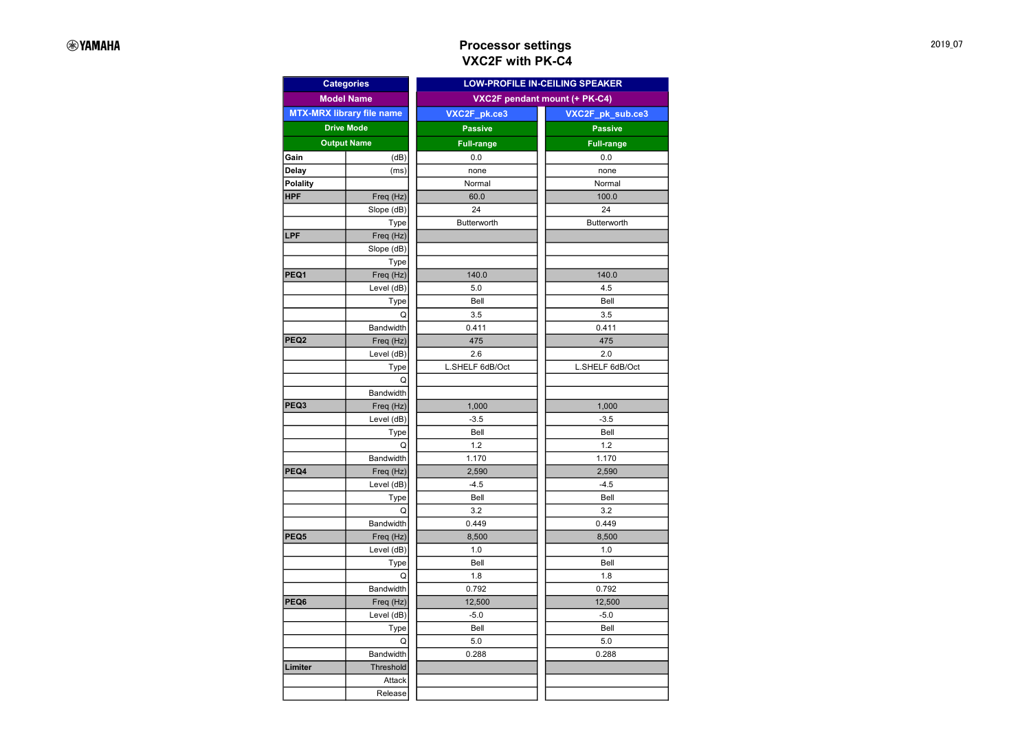# Processor settings
## VXC2F with PK-C4

2019_07

| Categories | | LOW-PROFILE IN-CEILING SPEAKER | |
|---|---|---|---|
| Model Name | | VXC2F pendant mount (+ PK-C4) | |
| MTX-MRX library file name | | VXC2F_pk.ce3 | VXC2F_pk_sub.ce3 |
| Drive Mode | | Passive | Passive |
| Output Name | | Full-range | Full-range |
| Gain | (dB) | 0.0 | 0.0 |
| Delay | (ms) | none | none |
| Polality | | Normal | Normal |
| HPF | Freq (Hz) | 60.0 | 100.0 |
| | Slope (dB) | 24 | 24 |
| | Type | Butterworth | Butterworth |
| LPF | Freq (Hz) | | |
| | Slope (dB) | | |
| | Type | | |
| PEQ1 | Freq (Hz) | 140.0 | 140.0 |
| | Level (dB) | 5.0 | 4.5 |
| | Type | Bell | Bell |
| | Q | 3.5 | 3.5 |
| | Bandwidth | 0.411 | 0.411 |
| PEQ2 | Freq (Hz) | 475 | 475 |
| | Level (dB) | 2.6 | 2.0 |
| | Type | L.SHELF 6dB/Oct | L.SHELF 6dB/Oct |
| | Q | | |
| | Bandwidth | | |
| PEQ3 | Freq (Hz) | 1,000 | 1,000 |
| | Level (dB) | -3.5 | -3.5 |
| | Type | Bell | Bell |
| | Q | 1.2 | 1.2 |
| | Bandwidth | 1.170 | 1.170 |
| PEQ4 | Freq (Hz) | 2,590 | 2,590 |
| | Level (dB) | -4.5 | -4.5 |
| | Type | Bell | Bell |
| | Q | 3.2 | 3.2 |
| | Bandwidth | 0.449 | 0.449 |
| PEQ5 | Freq (Hz) | 8,500 | 8,500 |
| | Level (dB) | 1.0 | 1.0 |
| | Type | Bell | Bell |
| | Q | 1.8 | 1.8 |
| | Bandwidth | 0.792 | 0.792 |
| PEQ6 | Freq (Hz) | 12,500 | 12,500 |
| | Level (dB) | -5.0 | -5.0 |
| | Type | Bell | Bell |
| | Q | 5.0 | 5.0 |
| | Bandwidth | 0.288 | 0.288 |
| Limiter | Threshold | | |
| | Attack | | |
| | Release | | |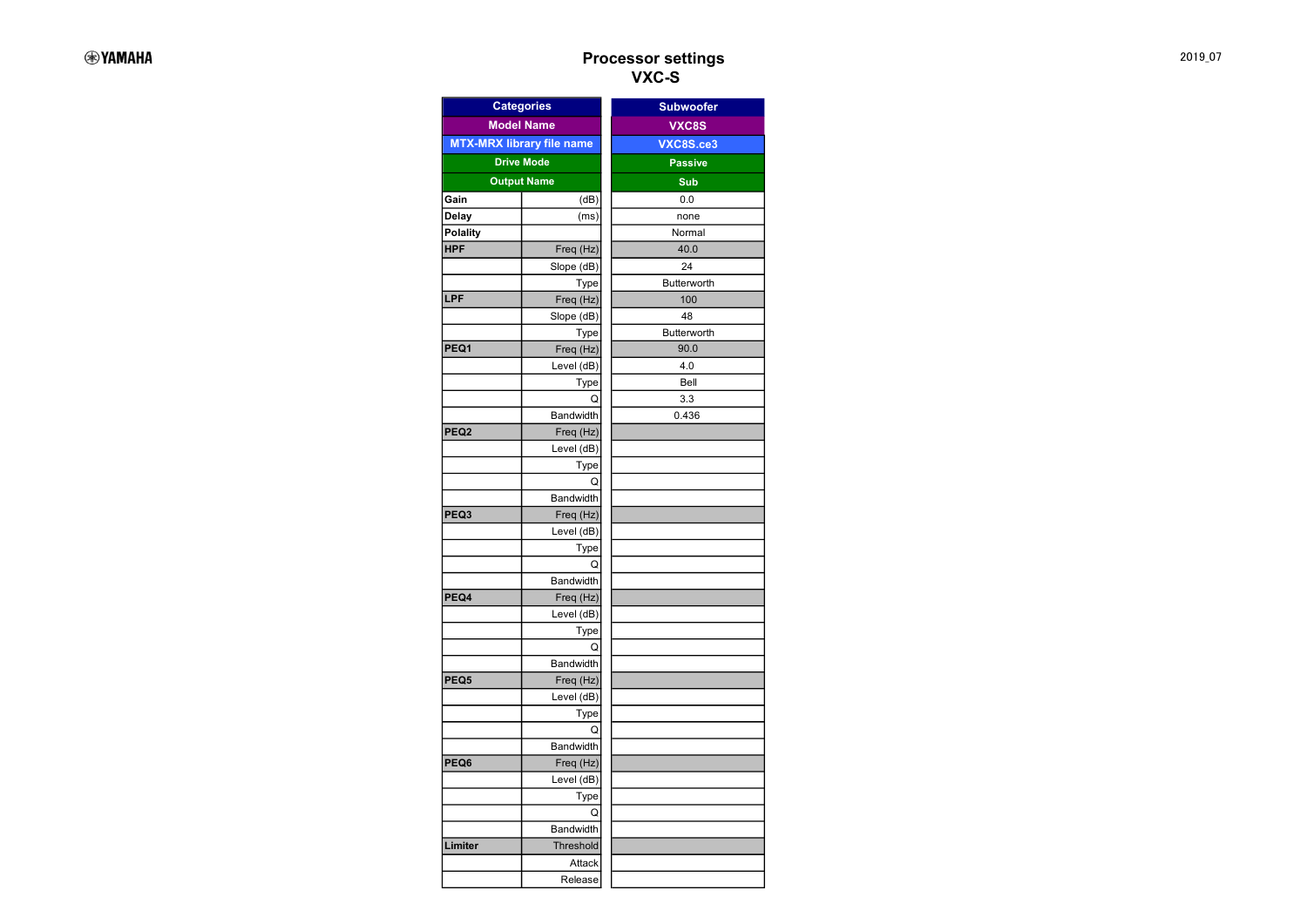# Processor settings
## VXC-S

YAMAHA

2019_07

| Categories | | Subwoofer |
|---|---|---|
| Model Name | | VXC8S |
| MTX-MRX library file name | | VXC8S.ce3 |
| Drive Mode | | Passive |
| Output Name | | Sub |
| Gain | (dB) | 0.0 |
| Delay | (ms) | none |
| Polality | | Normal |
| HPF | Freq (Hz) | 40.0 |
| | Slope (dB) | 24 |
| | Type | Butterworth |
| LPF | Freq (Hz) | 100 |
| | Slope (dB) | 48 |
| | Type | Butterworth |
| PEQ1 | Freq (Hz) | 90.0 |
| | Level (dB) | 4.0 |
| | Type | Bell |
| | Q | 3.3 |
| | Bandwidth | 0.436 |
| PEQ2 | Freq (Hz) | |
| | Level (dB) | |
| | Type | |
| | Q | |
| | Bandwidth | |
| PEQ3 | Freq (Hz) | |
| | Level (dB) | |
| | Type | |
| | Q | |
| | Bandwidth | |
| PEQ4 | Freq (Hz) | |
| | Level (dB) | |
| | Type | |
| | Q | |
| | Bandwidth | |
| PEQ5 | Freq (Hz) | |
| | Level (dB) | |
| | Type | |
| | Q | |
| | Bandwidth | |
| PEQ6 | Freq (Hz) | |
| | Level (dB) | |
| | Type | |
| | Q | |
| | Bandwidth | |
| Limiter | Threshold | |
| | Attack | |
| | Release | |